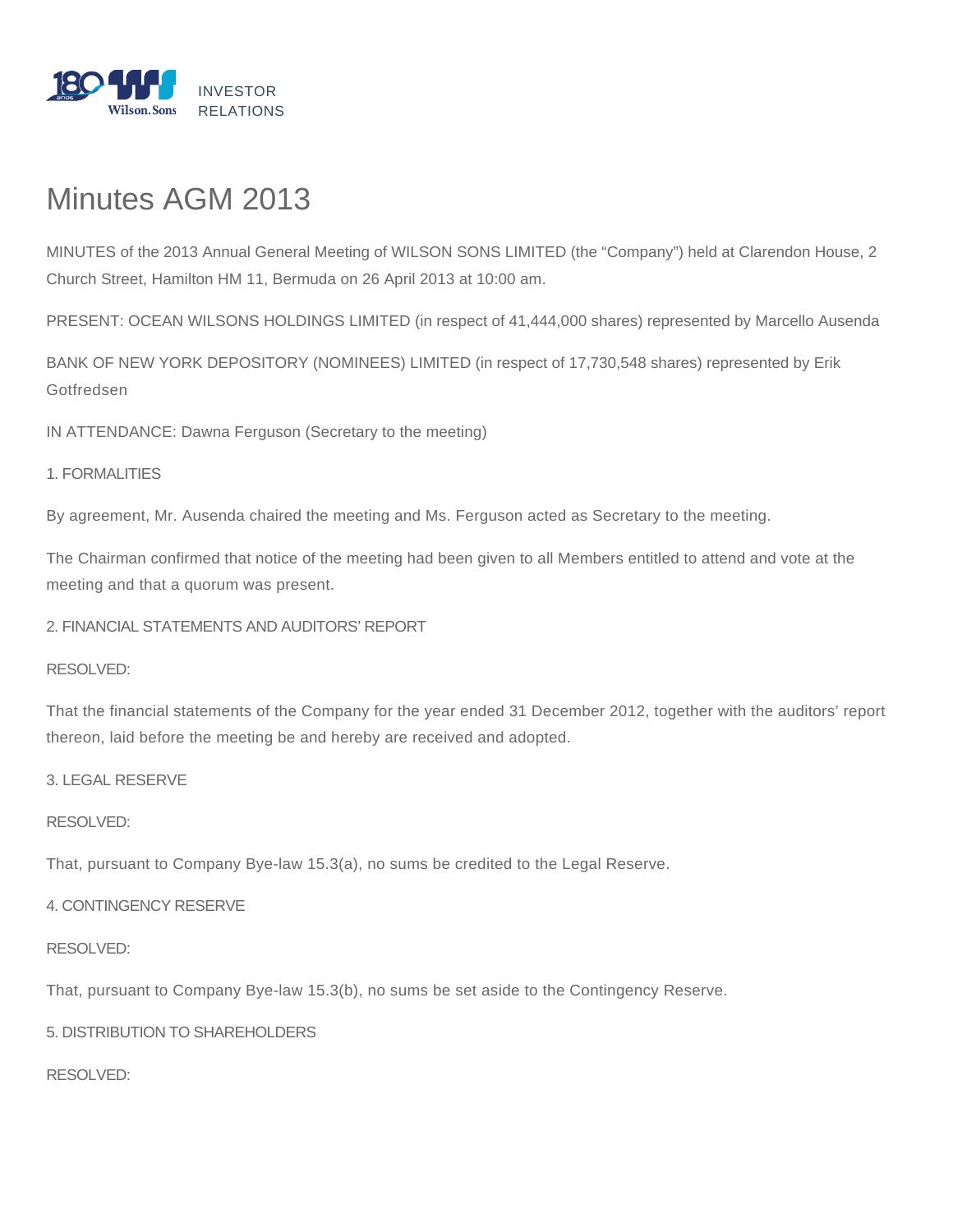# Minutes AGM 2013

MINUTES of the 2013 Annual General Meeting of WILSON SONS LIMITED (the "Company") held at Clarendon House, 2 Church Street, Hamilton HM 11, Bermuda on 26 April 2013 at 10:00 am.

PRESENT: OCEAN WILSONS HOLDINGS LIMITED (in respect of 41,444,000 shares) represented by Marcello Ausenda

BANK OF NEW YORK DEPOSITORY (NOMINEES) LIMITED (in respect of 17,730,548 shares) represented by Erik Gotfredsen

IN ATTENDANCE: Dawna Ferguson (Secretary to the meeting)

1. FORMALITIES

By agreement, Mr. Ausenda chaired the meeting and Ms. Ferguson acted as Secretary to the meeting.

The Chairman confirmed that notice of the meeting had been given to all Members entitled to attend and vote at the meeting and that a quorum was present.

2. FINANCIAL STATEMENTS AND AUDITORS' REPORT

RESOLVED:

That the financial statements of the Company for the year ended 31 December 2012, together with the auditors' report thereon, laid before the meeting be and hereby are received and adopted.

3. LEGAL RESERVE

RESOLVED:

That, pursuant to Company Bye-law 15.3(a), no sums be credited to the Legal Reserve.

4. CONTINGENCY RESERVE

RESOLVED:

That, pursuant to Company Bye-law 15.3(b), no sums be set aside to the Contingency Reserve.

5. DISTRIBUTION TO SHAREHOLDERS

RESOLVED: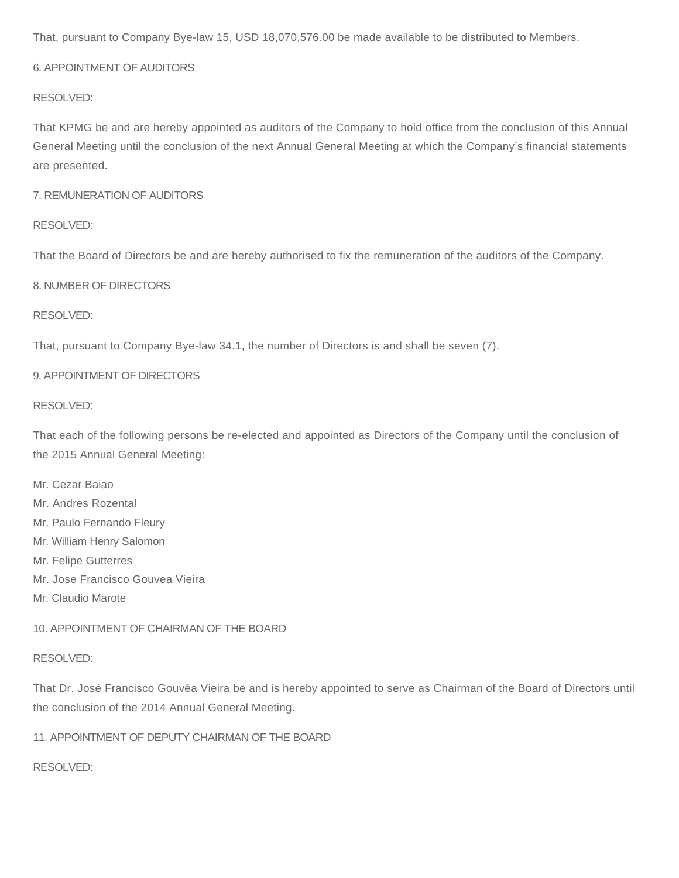That, pursuant to Company Bye-law 15, USD 18,070,576.00 be made available to be distributed to Members.

6. APPOINTMENT OF AUDITORS

RESOLVED:

That KPMG be and are hereby appointed as auditors of the Company to hold office from the conclusion of this Annual General Meeting until the conclusion of the next Annual General Meeting at which the Company's financial statements are presented.

7. REMUNERATION OF AUDITORS

RESOLVED:

That the Board of Directors be and are hereby authorised to fix the remuneration of the auditors of the Company.

8. NUMBER OF DIRECTORS

RESOLVED:

That, pursuant to Company Bye-law 34.1, the number of Directors is and shall be seven (7).

9. APPOINTMENT OF DIRECTORS

RESOLVED:

That each of the following persons be re-elected and appointed as Directors of the Company until the conclusion of the 2015 Annual General Meeting:

Mr. Cezar Baiao  
Mr. Andres Rozental  
Mr. Paulo Fernando Fleury  
Mr. William Henry Salomon  
Mr. Felipe Gutterres  
Mr. Jose Francisco Gouvea Vieira  
Mr. Claudio Marote

10. APPOINTMENT OF CHAIRMAN OF THE BOARD

RESOLVED:

That Dr. José Francisco Gouvêa Vieira be and is hereby appointed to serve as Chairman of the Board of Directors until the conclusion of the 2014 Annual General Meeting.

11. APPOINTMENT OF DEPUTY CHAIRMAN OF THE BOARD

RESOLVED: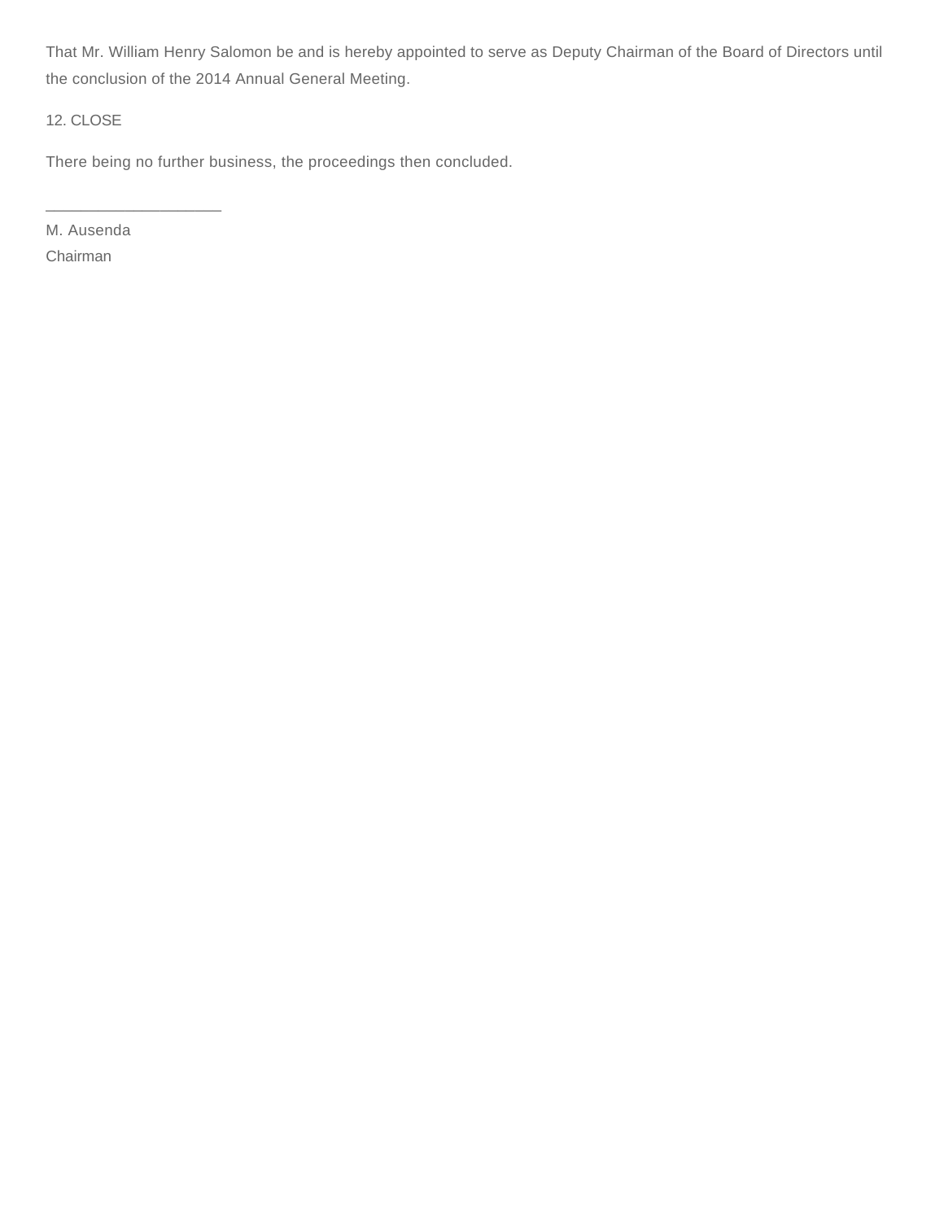That Mr. William Henry Salomon be and is hereby appointed to serve as Deputy Chairman of the Board of Directors until the conclusion of the 2014 Annual General Meeting.

12. CLOSE

There being no further business, the proceedings then concluded.

\_\_\_\_\_\_\_\_\_\_\_\_\_\_\_\_\_\_\_\_

M. Ausenda  
Chairman